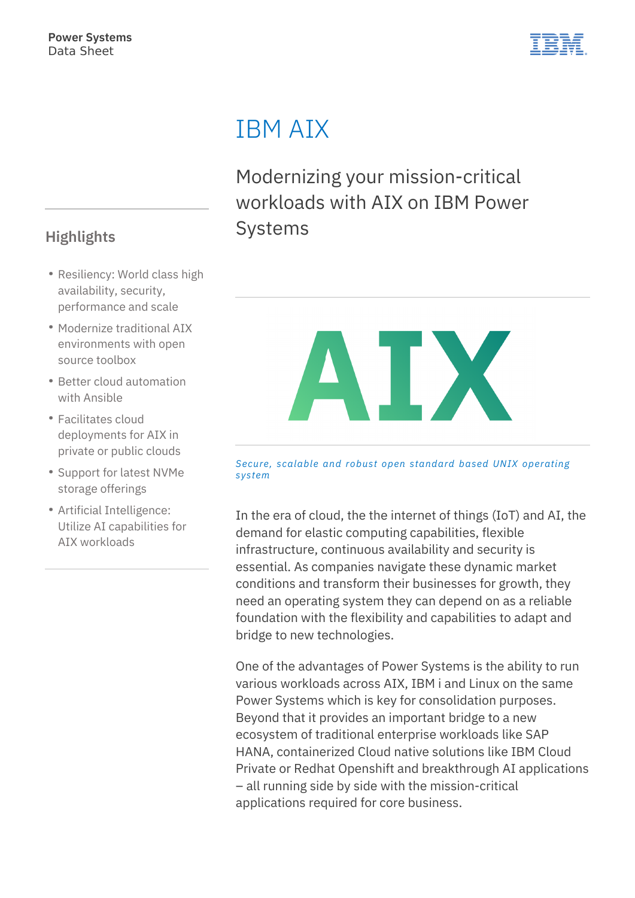Power Systems
Data Sheet

# IBM AIX

## Modernizing your mission-critical workloads with AIX on IBM Power Systems

### Highlights

- Resiliency: World class high availability, security, performance and scale
- Modernize traditional AIX environments with open source toolbox
- Better cloud automation with Ansible
- Facilitates cloud deployments for AIX in private or public clouds
- Support for latest NVMe storage offerings
- Artificial Intelligence: Utilize AI capabilities for AIX workloads

AIX

*Secure, scalable and robust open standard based UNIX operating system*

In the era of cloud, the the internet of things (IoT) and AI, the demand for elastic computing capabilities, flexible infrastructure, continuous availability and security is essential. As companies navigate these dynamic market conditions and transform their businesses for growth, they need an operating system they can depend on as a reliable foundation with the flexibility and capabilities to adapt and bridge to new technologies.

One of the advantages of Power Systems is the ability to run various workloads across AIX, IBM i and Linux on the same Power Systems which is key for consolidation purposes. Beyond that it provides an important bridge to a new ecosystem of traditional enterprise workloads like SAP HANA, containerized Cloud native solutions like IBM Cloud Private or Redhat Openshift and breakthrough AI applications – all running side by side with the mission-critical applications required for core business.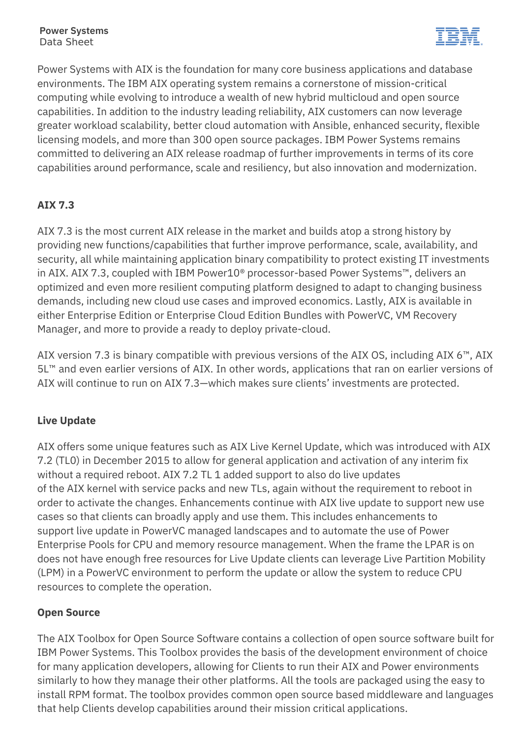Power Systems with AIX is the foundation for many core business applications and database environments. The IBM AIX operating system remains a cornerstone of mission-critical computing while evolving to introduce a wealth of new hybrid multicloud and open source capabilities. In addition to the industry leading reliability, AIX customers can now leverage greater workload scalability, better cloud automation with Ansible, enhanced security, flexible licensing models, and more than 300 open source packages. IBM Power Systems remains committed to delivering an AIX release roadmap of further improvements in terms of its core capabilities around performance, scale and resiliency, but also innovation and modernization.

## AIX 7.3

AIX 7.3 is the most current AIX release in the market and builds atop a strong history by providing new functions/capabilities that further improve performance, scale, availability, and security, all while maintaining application binary compatibility to protect existing IT investments in AIX. AIX 7.3, coupled with IBM Power10® processor-based Power Systems™, delivers an optimized and even more resilient computing platform designed to adapt to changing business demands, including new cloud use cases and improved economics. Lastly, AIX is available in either Enterprise Edition or Enterprise Cloud Edition Bundles with PowerVC, VM Recovery Manager, and more to provide a ready to deploy private-cloud.

AIX version 7.3 is binary compatible with previous versions of the AIX OS, including AIX 6™, AIX 5L™ and even earlier versions of AIX. In other words, applications that ran on earlier versions of AIX will continue to run on AIX 7.3—which makes sure clients' investments are protected.

## Live Update

AIX offers some unique features such as AIX Live Kernel Update, which was introduced with AIX 7.2 (TL0) in December 2015 to allow for general application and activation of any interim fix without a required reboot. AIX 7.2 TL 1 added support to also do live updates of the AIX kernel with service packs and new TLs, again without the requirement to reboot in order to activate the changes. Enhancements continue with AIX live update to support new use cases so that clients can broadly apply and use them. This includes enhancements to support live update in PowerVC managed landscapes and to automate the use of Power Enterprise Pools for CPU and memory resource management. When the frame the LPAR is on does not have enough free resources for Live Update clients can leverage Live Partition Mobility (LPM) in a PowerVC environment to perform the update or allow the system to reduce CPU resources to complete the operation.

## Open Source

The AIX Toolbox for Open Source Software contains a collection of open source software built for IBM Power Systems. This Toolbox provides the basis of the development environment of choice for many application developers, allowing for Clients to run their AIX and Power environments similarly to how they manage their other platforms. All the tools are packaged using the easy to install RPM format. The toolbox provides common open source based middleware and languages that help Clients develop capabilities around their mission critical applications.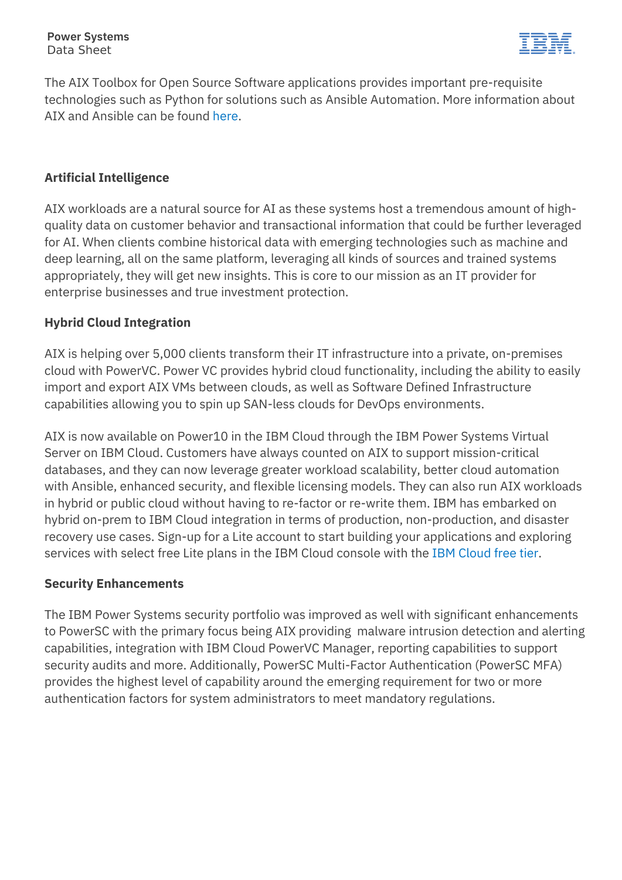The AIX Toolbox for Open Source Software applications provides important pre-requisite technologies such as Python for solutions such as Ansible Automation. More information about AIX and Ansible can be found here.

## Artificial Intelligence

AIX workloads are a natural source for AI as these systems host a tremendous amount of high-quality data on customer behavior and transactional information that could be further leveraged for AI. When clients combine historical data with emerging technologies such as machine and deep learning, all on the same platform, leveraging all kinds of sources and trained systems appropriately, they will get new insights. This is core to our mission as an IT provider for enterprise businesses and true investment protection.

## Hybrid Cloud Integration

AIX is helping over 5,000 clients transform their IT infrastructure into a private, on-premises cloud with PowerVC. Power VC provides hybrid cloud functionality, including the ability to easily import and export AIX VMs between clouds, as well as Software Defined Infrastructure capabilities allowing you to spin up SAN-less clouds for DevOps environments.

AIX is now available on Power10 in the IBM Cloud through the IBM Power Systems Virtual Server on IBM Cloud. Customers have always counted on AIX to support mission-critical databases, and they can now leverage greater workload scalability, better cloud automation with Ansible, enhanced security, and flexible licensing models. They can also run AIX workloads in hybrid or public cloud without having to re-factor or re-write them. IBM has embarked on hybrid on-prem to IBM Cloud integration in terms of production, non-production, and disaster recovery use cases. Sign-up for a Lite account to start building your applications and exploring services with select free Lite plans in the IBM Cloud console with the IBM Cloud free tier.

## Security Enhancements

The IBM Power Systems security portfolio was improved as well with significant enhancements to PowerSC with the primary focus being AIX providing malware intrusion detection and alerting capabilities, integration with IBM Cloud PowerVC Manager, reporting capabilities to support security audits and more. Additionally, PowerSC Multi-Factor Authentication (PowerSC MFA) provides the highest level of capability around the emerging requirement for two or more authentication factors for system administrators to meet mandatory regulations.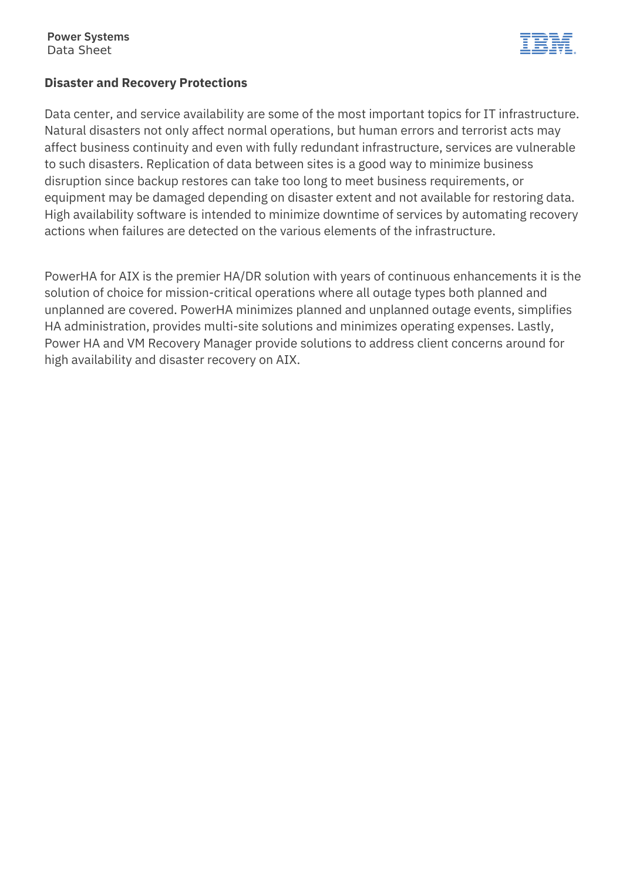## Disaster and Recovery Protections

Data center, and service availability are some of the most important topics for IT infrastructure. Natural disasters not only affect normal operations, but human errors and terrorist acts may affect business continuity and even with fully redundant infrastructure, services are vulnerable to such disasters. Replication of data between sites is a good way to minimize business disruption since backup restores can take too long to meet business requirements, or equipment may be damaged depending on disaster extent and not available for restoring data. High availability software is intended to minimize downtime of services by automating recovery actions when failures are detected on the various elements of the infrastructure.

PowerHA for AIX is the premier HA/DR solution with years of continuous enhancements it is the solution of choice for mission-critical operations where all outage types both planned and unplanned are covered. PowerHA minimizes planned and unplanned outage events, simplifies HA administration, provides multi-site solutions and minimizes operating expenses. Lastly, Power HA and VM Recovery Manager provide solutions to address client concerns around for high availability and disaster recovery on AIX.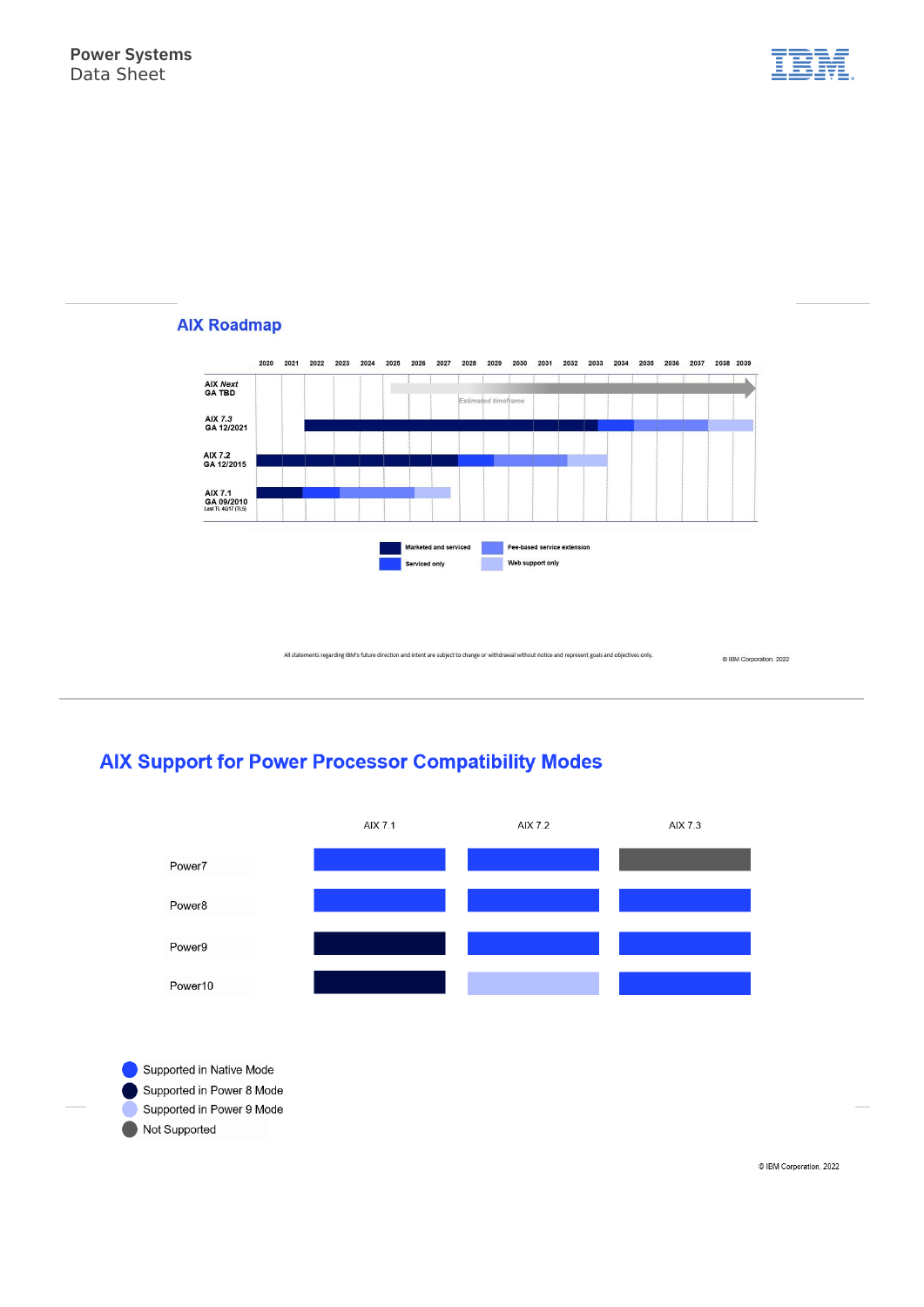## AIX Roadmap

| | 2020 | 2021 | 2022 | 2023 | 2024 | 2025 | 2026 | 2027 | 2028 | 2029 | 2030 | 2031 | 2032 | 2033 | 2034 | 2035 | 2036 | 2037 | 2038 | 2039 |
|---|---|---|---|---|---|---|---|---|---|---|---|---|---|---|---|---|---|---|---|---|
| AIX *Next* GA TBD | | | | | | | | | | | | | | | | | | | | |
| AIX 7.3 GA 12/2021 | | | | | | | | | | | | | | | | | | | | |
| AIX 7.2 GA 12/2015 | | | | | | | | | | | | | | | | | | | | |
| AIX 7.1 GA 09/2010 Last TL 4Q17 (TL5) | | | | | | | | | | | | | | | | | | | | |

*Estimated timeframe*

- Marketed and serviced
- Serviced only
- Fee-based service extension
- Web support only

All statements regarding IBM's future direction and intent are subject to change or withdrawal without notice and represent goals and objectives only.

© IBM Corporation, 2022

## AIX Support for Power Processor Compatibility Modes

| | AIX 7.1 | AIX 7.2 | AIX 7.3 |
|---|---|---|---|
| Power7 | Supported in Native Mode | Supported in Native Mode | Not Supported |
| Power8 | Supported in Native Mode | Supported in Native Mode | Supported in Native Mode |
| Power9 | Supported in Power 8 Mode | Supported in Native Mode | Supported in Native Mode |
| Power10 | Supported in Power 8 Mode | Supported in Power 9 Mode | Supported in Native Mode |

- Supported in Native Mode
- Supported in Power 8 Mode
- Supported in Power 9 Mode
- Not Supported

© IBM Corporation, 2022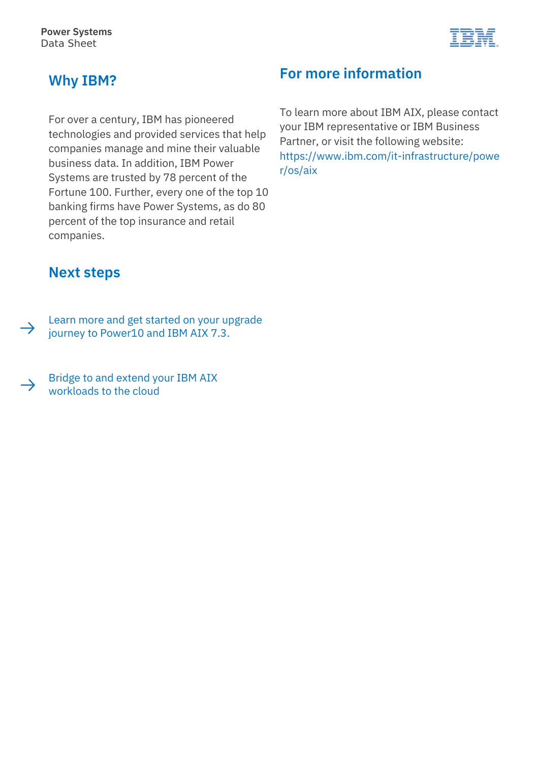## Why IBM?

For over a century, IBM has pioneered technologies and provided services that help companies manage and mine their valuable business data. In addition, IBM Power Systems are trusted by 78 percent of the Fortune 100. Further, every one of the top 10 banking firms have Power Systems, as do 80 percent of the top insurance and retail companies.

## Next steps

→ Learn more and get started on your upgrade journey to Power10 and IBM AIX 7.3.

→ Bridge to and extend your IBM AIX workloads to the cloud

## For more information

To learn more about IBM AIX, please contact your IBM representative or IBM Business Partner, or visit the following website: https://www.ibm.com/it-infrastructure/power/os/aix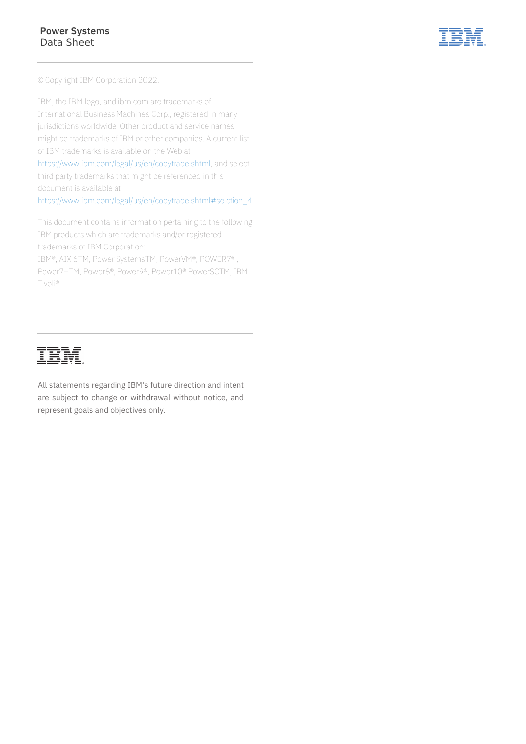© Copyright IBM Corporation 2022.

IBM, the IBM logo, and ibm.com are trademarks of International Business Machines Corp., registered in many jurisdictions worldwide. Other product and service names might be trademarks of IBM or other companies. A current list of IBM trademarks is available on the Web at https://www.ibm.com/legal/us/en/copytrade.shtml, and select third party trademarks that might be referenced in this document is available at https://www.ibm.com/legal/us/en/copytrade.shtml#se ction_4.

This document contains information pertaining to the following IBM products which are trademarks and/or registered trademarks of IBM Corporation:
IBM®, AIX 6TM, Power SystemsTM, PowerVM®, POWER7® , Power7+TM, Power8®, Power9®, Power10® PowerSCTM, IBM Tivoli®

All statements regarding IBM's future direction and intent are subject to change or withdrawal without notice, and represent goals and objectives only.